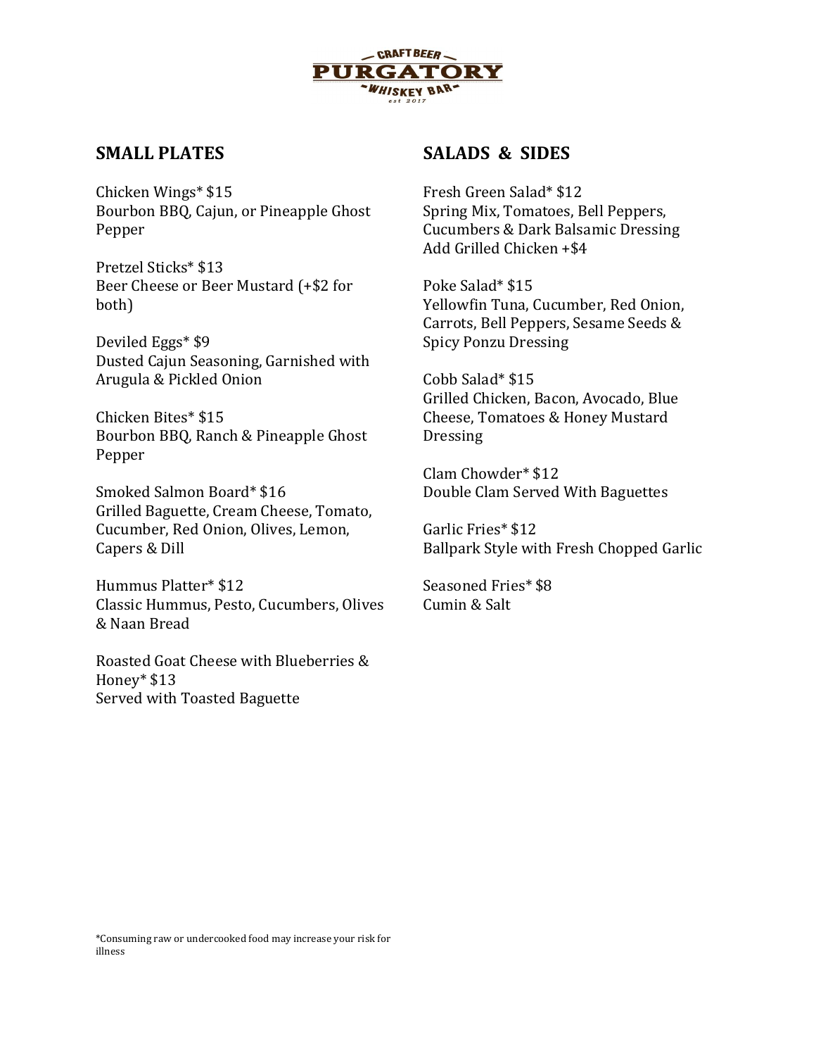CRAFT BEER
PURGATORY
WHISKEY BAR
est 2017

## SMALL PLATES

Chicken Wings* $15
Bourbon BBQ, Cajun, or Pineapple Ghost Pepper

Pretzel Sticks* $13
Beer Cheese or Beer Mustard (+$2 for both)

Deviled Eggs* $9
Dusted Cajun Seasoning, Garnished with Arugula & Pickled Onion

Chicken Bites* $15
Bourbon BBQ, Ranch & Pineapple Ghost Pepper

Smoked Salmon Board* $16
Grilled Baguette, Cream Cheese, Tomato, Cucumber, Red Onion, Olives, Lemon, Capers & Dill

Hummus Platter* $12
Classic Hummus, Pesto, Cucumbers, Olives & Naan Bread

Roasted Goat Cheese with Blueberries & Honey* $13
Served with Toasted Baguette

## SALADS & SIDES

Fresh Green Salad* $12
Spring Mix, Tomatoes, Bell Peppers, Cucumbers & Dark Balsamic Dressing
Add Grilled Chicken +$4

Poke Salad* $15
Yellowfin Tuna, Cucumber, Red Onion, Carrots, Bell Peppers, Sesame Seeds & Spicy Ponzu Dressing

Cobb Salad* $15
Grilled Chicken, Bacon, Avocado, Blue Cheese, Tomatoes & Honey Mustard Dressing

Clam Chowder* $12
Double Clam Served With Baguettes

Garlic Fries* $12
Ballpark Style with Fresh Chopped Garlic

Seasoned Fries* $8
Cumin & Salt

*Consuming raw or undercooked food may increase your risk for illness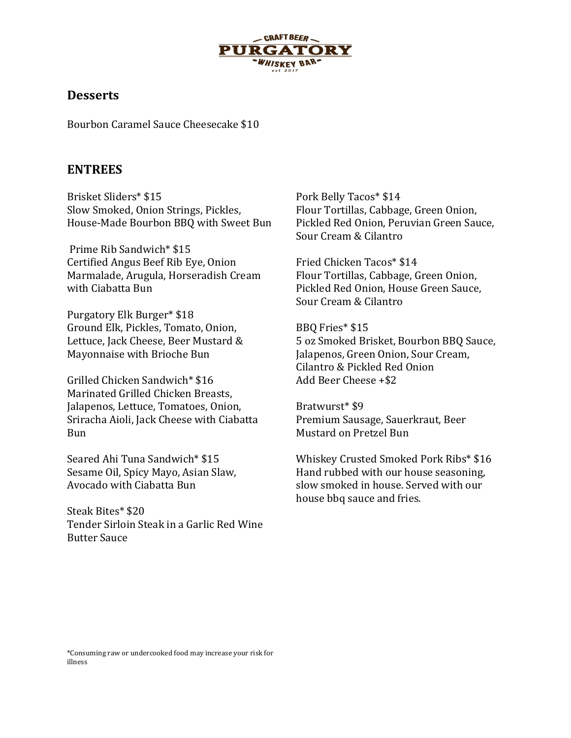CRAFT BEER
PURGATORY
WHISKEY BAR
est 2017

## Desserts

Bourbon Caramel Sauce Cheesecake $10

## ENTREES

Brisket Sliders* $15
Slow Smoked, Onion Strings, Pickles, House-Made Bourbon BBQ with Sweet Bun

Prime Rib Sandwich* $15
Certified Angus Beef Rib Eye, Onion Marmalade, Arugula, Horseradish Cream with Ciabatta Bun

Purgatory Elk Burger* $18
Ground Elk, Pickles, Tomato, Onion, Lettuce, Jack Cheese, Beer Mustard & Mayonnaise with Brioche Bun

Grilled Chicken Sandwich* $16
Marinated Grilled Chicken Breasts, Jalapenos, Lettuce, Tomatoes, Onion, Sriracha Aioli, Jack Cheese with Ciabatta Bun

Seared Ahi Tuna Sandwich* $15
Sesame Oil, Spicy Mayo, Asian Slaw, Avocado with Ciabatta Bun

Steak Bites* $20
Tender Sirloin Steak in a Garlic Red Wine Butter Sauce

Pork Belly Tacos* $14
Flour Tortillas, Cabbage, Green Onion, Pickled Red Onion, Peruvian Green Sauce, Sour Cream & Cilantro

Fried Chicken Tacos* $14
Flour Tortillas, Cabbage, Green Onion, Pickled Red Onion, House Green Sauce, Sour Cream & Cilantro

BBQ Fries* $15
5 oz Smoked Brisket, Bourbon BBQ Sauce, Jalapenos, Green Onion, Sour Cream, Cilantro & Pickled Red Onion
Add Beer Cheese +$2

Bratwurst* $9
Premium Sausage, Sauerkraut, Beer Mustard on Pretzel Bun

Whiskey Crusted Smoked Pork Ribs* $16
Hand rubbed with our house seasoning, slow smoked in house. Served with our house bbq sauce and fries.

*Consuming raw or undercooked food may increase your risk for illness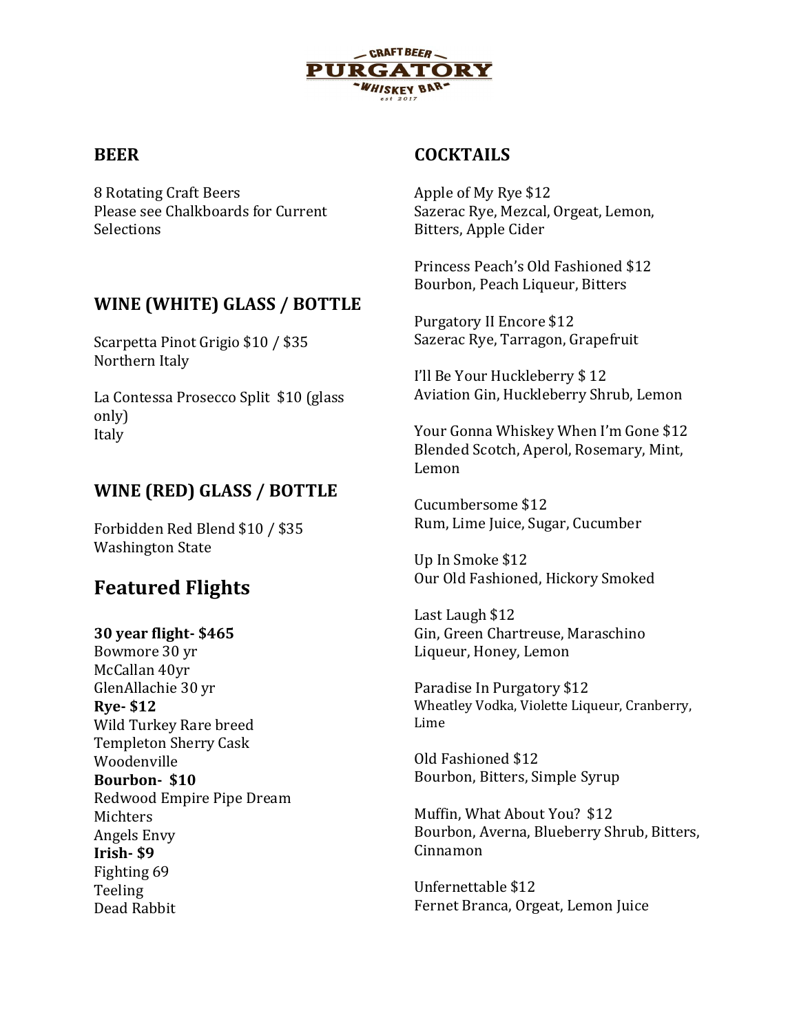CRAFT BEER
# PURGATORY
WHISKEY BAR
est 2017

## BEER

8 Rotating Craft Beers
Please see Chalkboards for Current Selections

## WINE (WHITE) GLASS / BOTTLE

Scarpetta Pinot Grigio $10 / $35
Northern Italy

La Contessa Prosecco Split $10 (glass only)
Italy

## WINE (RED) GLASS / BOTTLE

Forbidden Red Blend $10 / $35
Washington State

## Featured Flights

**30 year flight- $465**
Bowmore 30 yr
McCallan 40yr
GlenAllachie 30 yr
**Rye- $12**
Wild Turkey Rare breed
Templeton Sherry Cask
Woodenville
**Bourbon- $10**
Redwood Empire Pipe Dream
Michters
Angels Envy
**Irish- $9**
Fighting 69
Teeling
Dead Rabbit

## COCKTAILS

Apple of My Rye $12
Sazerac Rye, Mezcal, Orgeat, Lemon, Bitters, Apple Cider

Princess Peach's Old Fashioned $12
Bourbon, Peach Liqueur, Bitters

Purgatory II Encore $12
Sazerac Rye, Tarragon, Grapefruit

I'll Be Your Huckleberry $ 12
Aviation Gin, Huckleberry Shrub, Lemon

Your Gonna Whiskey When I'm Gone $12
Blended Scotch, Aperol, Rosemary, Mint, Lemon

Cucumbersome $12
Rum, Lime Juice, Sugar, Cucumber

Up In Smoke $12
Our Old Fashioned, Hickory Smoked

Last Laugh $12
Gin, Green Chartreuse, Maraschino Liqueur, Honey, Lemon

Paradise In Purgatory $12
Wheatley Vodka, Violette Liqueur, Cranberry, Lime

Old Fashioned $12
Bourbon, Bitters, Simple Syrup

Muffin, What About You? $12
Bourbon, Averna, Blueberry Shrub, Bitters, Cinnamon

Unfernettable $12
Fernet Branca, Orgeat, Lemon Juice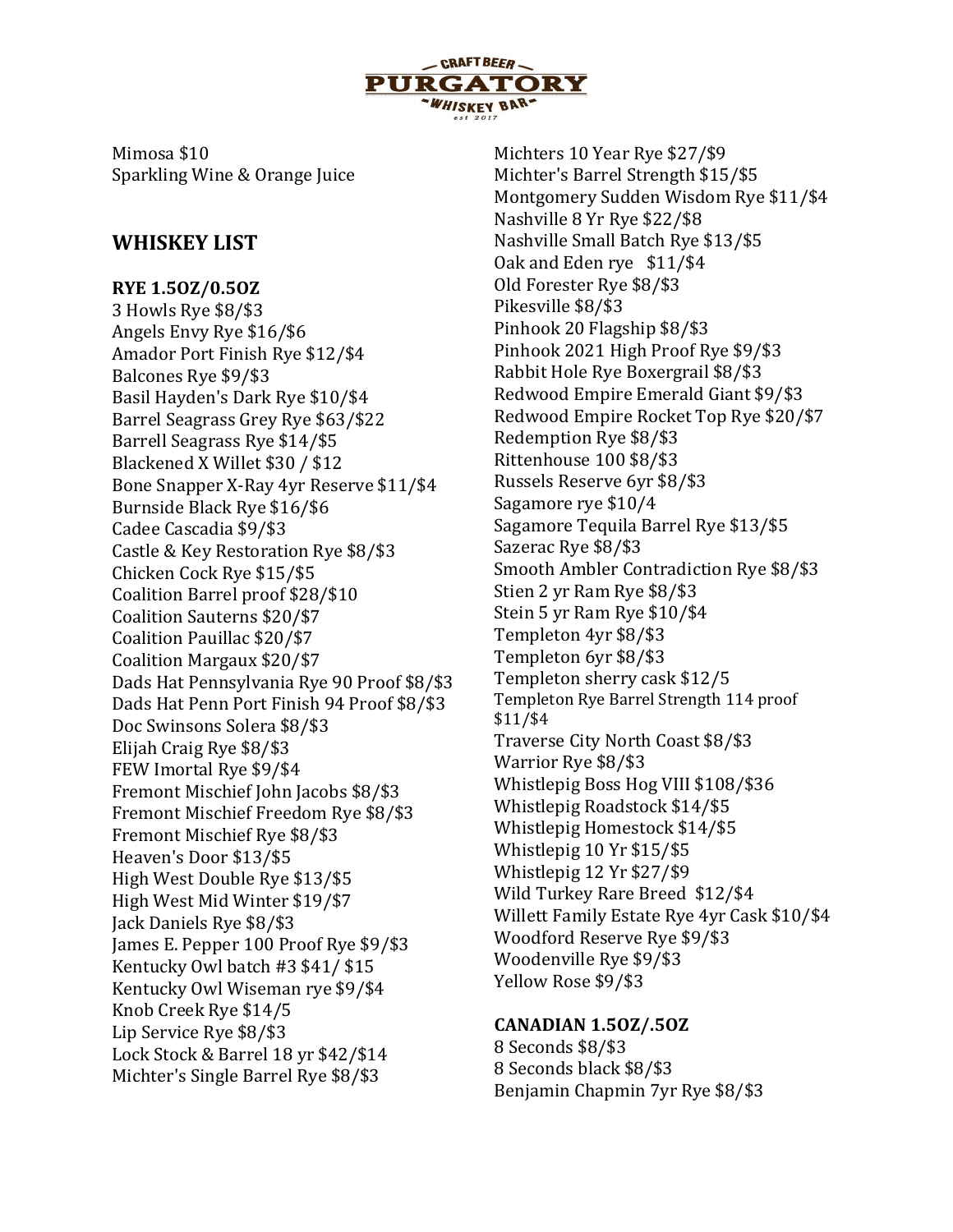Mimosa $10
Sparkling Wine & Orange Juice

## WHISKEY LIST

**RYE 1.5OZ/0.5OZ**

3 Howls Rye $8/$3
Angels Envy Rye $16/$6
Amador Port Finish Rye $12/$4
Balcones Rye $9/$3
Basil Hayden's Dark Rye $10/$4
Barrel Seagrass Grey Rye $63/$22
Barrell Seagrass Rye $14/$5
Blackened X Willet $30 / $12
Bone Snapper X-Ray 4yr Reserve $11/$4
Burnside Black Rye $16/$6
Cadee Cascadia $9/$3
Castle & Key Restoration Rye $8/$3
Chicken Cock Rye $15/$5
Coalition Barrel proof $28/$10
Coalition Sauterns $20/$7
Coalition Pauillac $20/$7
Coalition Margaux $20/$7
Dads Hat Pennsylvania Rye 90 Proof $8/$3
Dads Hat Penn Port Finish 94 Proof $8/$3
Doc Swinsons Solera $8/$3
Elijah Craig Rye $8/$3
FEW Imortal Rye $9/$4
Fremont Mischief John Jacobs $8/$3
Fremont Mischief Freedom Rye $8/$3
Fremont Mischief Rye $8/$3
Heaven's Door $13/$5
High West Double Rye $13/$5
High West Mid Winter $19/$7
Jack Daniels Rye $8/$3
James E. Pepper 100 Proof Rye $9/$3
Kentucky Owl batch #3 $41/ $15
Kentucky Owl Wiseman rye $9/$4
Knob Creek Rye $14/5
Lip Service Rye $8/$3
Lock Stock & Barrel 18 yr $42/$14
Michter's Single Barrel Rye $8/$3
Michters 10 Year Rye $27/$9
Michter's Barrel Strength $15/$5
Montgomery Sudden Wisdom Rye $11/$4
Nashville 8 Yr Rye $22/$8
Nashville Small Batch Rye $13/$5
Oak and Eden rye $11/$4
Old Forester Rye $8/$3
Pikesville $8/$3
Pinhook 20 Flagship $8/$3
Pinhook 2021 High Proof Rye $9/$3
Rabbit Hole Rye Boxergrail $8/$3
Redwood Empire Emerald Giant $9/$3
Redwood Empire Rocket Top Rye $20/$7
Redemption Rye $8/$3
Rittenhouse 100 $8/$3
Russels Reserve 6yr $8/$3
Sagamore rye $10/4
Sagamore Tequila Barrel Rye $13/$5
Sazerac Rye $8/$3
Smooth Ambler Contradiction Rye $8/$3
Stien 2 yr Ram Rye $8/$3
Stein 5 yr Ram Rye $10/$4
Templeton 4yr $8/$3
Templeton 6yr $8/$3
Templeton sherry cask $12/5
Templeton Rye Barrel Strength 114 proof $11/$4
Traverse City North Coast $8/$3
Warrior Rye $8/$3
Whistlepig Boss Hog VIII $108/$36
Whistlepig Roadstock $14/$5
Whistlepig Homestock $14/$5
Whistlepig 10 Yr $15/$5
Whistlepig 12 Yr $27/$9
Wild Turkey Rare Breed $12/$4
Willett Family Estate Rye 4yr Cask $10/$4
Woodford Reserve Rye $9/$3
Woodenville Rye $9/$3
Yellow Rose $9/$3

**CANADIAN 1.5OZ/.5OZ**

8 Seconds $8/$3
8 Seconds black $8/$3
Benjamin Chapmin 7yr Rye $8/$3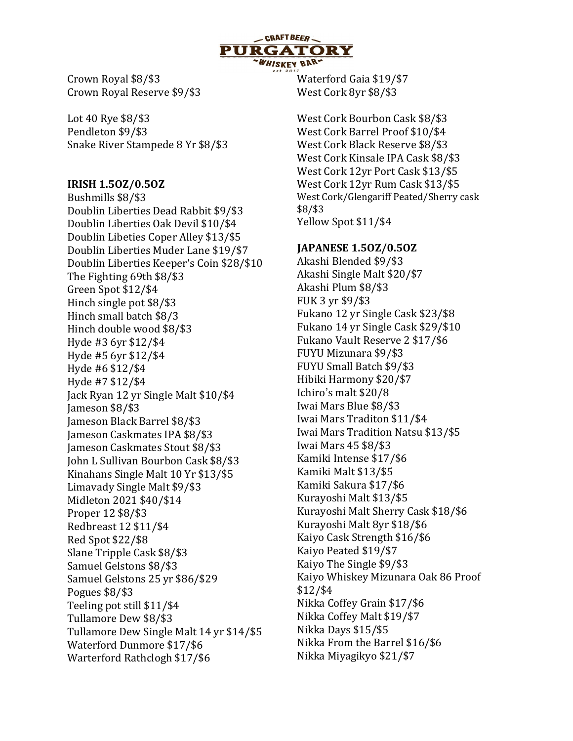Crown Royal $8/$3
Crown Royal Reserve $9/$3

Lot 40 Rye $8/$3
Pendleton $9/$3
Snake River Stampede 8 Yr $8/$3

**IRISH 1.5OZ/0.5OZ**

Bushmills $8/$3
Doublin Liberties Dead Rabbit $9/$3
Doublin Liberties Oak Devil $10/$4
Doublin Libeties Coper Alley $13/$5
Doublin Liberties Muder Lane $19/$7
Doublin Liberties Keeper's Coin $28/$10
The Fighting 69th $8/$3
Green Spot $12/$4
Hinch single pot $8/$3
Hinch small batch $8/3
Hinch double wood $8/$3
Hyde #3 6yr $12/$4
Hyde #5 6yr $12/$4
Hyde #6 $12/$4
Hyde #7 $12/$4
Jack Ryan 12 yr Single Malt $10/$4
Jameson $8/$3
Jameson Black Barrel $8/$3
Jameson Caskmates IPA $8/$3
Jameson Caskmates Stout $8/$3
John L Sullivan Bourbon Cask $8/$3
Kinahans Single Malt 10 Yr $13/$5
Limavady Single Malt $9/$3
Midleton 2021 $40/$14
Proper 12 $8/$3
Redbreast 12 $11/$4
Red Spot $22/$8
Slane Tripple Cask $8/$3
Samuel Gelstons $8/$3
Samuel Gelstons 25 yr $86/$29
Pogues $8/$3
Teeling pot still $11/$4
Tullamore Dew $8/$3
Tullamore Dew Single Malt 14 yr $14/$5
Waterford Dunmore $17/$6
Warterford Rathclogh $17/$6
Waterford Gaia $19/$7
West Cork 8yr $8/$3

West Cork Bourbon Cask $8/$3
West Cork Barrel Proof $10/$4
West Cork Black Reserve $8/$3
West Cork Kinsale IPA Cask $8/$3
West Cork 12yr Port Cask $13/$5
West Cork 12yr Rum Cask $13/$5
West Cork/Glengariff Peated/Sherry cask $8/$3
Yellow Spot $11/$4

**JAPANESE 1.5OZ/0.5OZ**

Akashi Blended $9/$3
Akashi Single Malt $20/$7
Akashi Plum $8/$3
FUK 3 yr $9/$3
Fukano 12 yr Single Cask $23/$8
Fukano 14 yr Single Cask $29/$10
Fukano Vault Reserve 2 $17/$6
FUYU Mizunara $9/$3
FUYU Small Batch $9/$3
Hibiki Harmony $20/$7
Ichiro's malt $20/8
Iwai Mars Blue $8/$3
Iwai Mars Traditon $11/$4
Iwai Mars Tradition Natsu $13/$5
Iwai Mars 45 $8/$3
Kamiki Intense $17/$6
Kamiki Malt $13/$5
Kamiki Sakura $17/$6
Kurayoshi Malt $13/$5
Kurayoshi Malt Sherry Cask $18/$6
Kurayoshi Malt 8yr $18/$6
Kaiyo Cask Strength $16/$6
Kaiyo Peated $19/$7
Kaiyo The Single $9/$3
Kaiyo Whiskey Mizunara Oak 86 Proof $12/$4
Nikka Coffey Grain $17/$6
Nikka Coffey Malt $19/$7
Nikka Days $15/$5
Nikka From the Barrel $16/$6
Nikka Miyagikyo $21/$7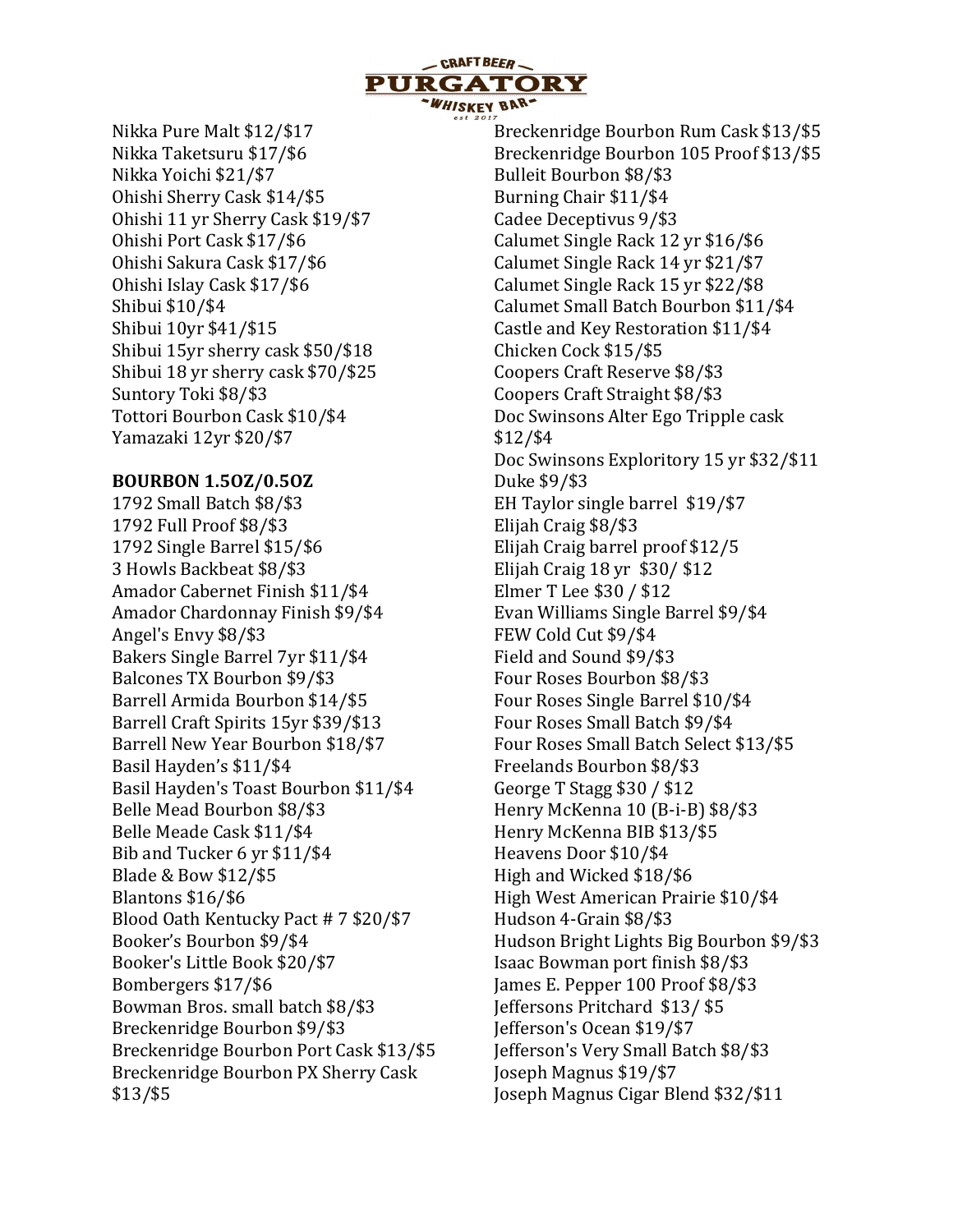Nikka Pure Malt $12/$17
Nikka Taketsuru $17/$6
Nikka Yoichi $21/$7
Ohishi Sherry Cask $14/$5
Ohishi 11 yr Sherry Cask $19/$7
Ohishi Port Cask $17/$6
Ohishi Sakura Cask $17/$6
Ohishi Islay Cask $17/$6
Shibui $10/$4
Shibui 10yr $41/$15
Shibui 15yr sherry cask $50/$18
Shibui 18 yr sherry cask $70/$25
Suntory Toki $8/$3
Tottori Bourbon Cask $10/$4
Yamazaki 12yr $20/$7

**BOURBON 1.5OZ/0.5OZ**

1792 Small Batch $8/$3
1792 Full Proof $8/$3
1792 Single Barrel $15/$6
3 Howls Backbeat $8/$3
Amador Cabernet Finish $11/$4
Amador Chardonnay Finish $9/$4
Angel's Envy $8/$3
Bakers Single Barrel 7yr $11/$4
Balcones TX Bourbon $9/$3
Barrell Armida Bourbon $14/$5
Barrell Craft Spirits 15yr $39/$13
Barrell New Year Bourbon $18/$7
Basil Hayden's $11/$4
Basil Hayden's Toast Bourbon $11/$4
Belle Mead Bourbon $8/$3
Belle Meade Cask $11/$4
Bib and Tucker 6 yr $11/$4
Blade & Bow $12/$5
Blantons $16/$6
Blood Oath Kentucky Pact # 7 $20/$7
Booker's Bourbon $9/$4
Booker's Little Book $20/$7
Bombergers $17/$6
Bowman Bros. small batch $8/$3
Breckenridge Bourbon $9/$3
Breckenridge Bourbon Port Cask $13/$5
Breckenridge Bourbon PX Sherry Cask $13/$5
Breckenridge Bourbon Rum Cask $13/$5
Breckenridge Bourbon 105 Proof $13/$5
Bulleit Bourbon $8/$3
Burning Chair $11/$4
Cadee Deceptivus 9/$3
Calumet Single Rack 12 yr $16/$6
Calumet Single Rack 14 yr $21/$7
Calumet Single Rack 15 yr $22/$8
Calumet Small Batch Bourbon $11/$4
Castle and Key Restoration $11/$4
Chicken Cock $15/$5
Coopers Craft Reserve $8/$3
Coopers Craft Straight $8/$3
Doc Swinsons Alter Ego Tripple cask $12/$4
Doc Swinsons Exploritory 15 yr $32/$11
Duke $9/$3
EH Taylor single barrel $19/$7
Elijah Craig $8/$3
Elijah Craig barrel proof $12/5
Elijah Craig 18 yr $30/ $12
Elmer T Lee $30 / $12
Evan Williams Single Barrel $9/$4
FEW Cold Cut $9/$4
Field and Sound $9/$3
Four Roses Bourbon $8/$3
Four Roses Single Barrel $10/$4
Four Roses Small Batch $9/$4
Four Roses Small Batch Select $13/$5
Freelands Bourbon $8/$3
George T Stagg $30 / $12
Henry McKenna 10 (B-i-B) $8/$3
Henry McKenna BIB $13/$5
Heavens Door $10/$4
High and Wicked $18/$6
High West American Prairie $10/$4
Hudson 4-Grain $8/$3
Hudson Bright Lights Big Bourbon $9/$3
Isaac Bowman port finish $8/$3
James E. Pepper 100 Proof $8/$3
Jeffersons Pritchard $13/ $5
Jefferson's Ocean $19/$7
Jefferson's Very Small Batch $8/$3
Joseph Magnus $19/$7
Joseph Magnus Cigar Blend $32/$11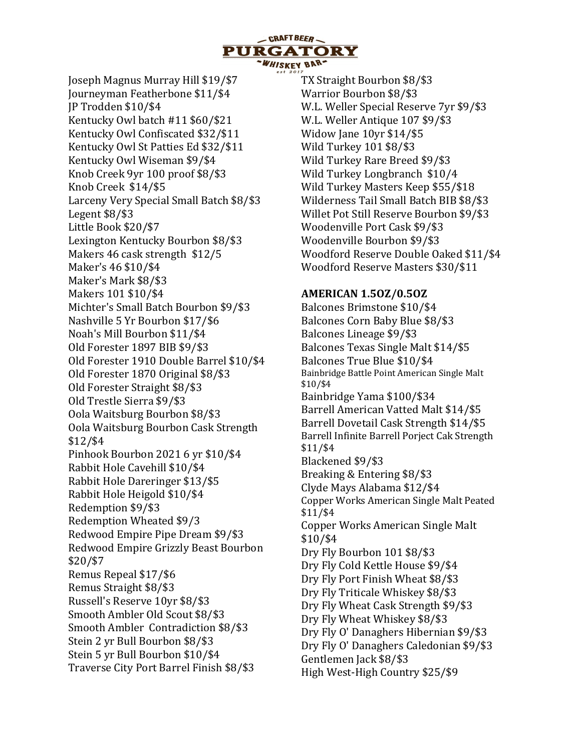Joseph Magnus Murray Hill $19/$7
Journeyman Featherbone $11/$4
JP Trodden $10/$4
Kentucky Owl batch #11 $60/$21
Kentucky Owl Confiscated $32/$11
Kentucky Owl St Patties Ed $32/$11
Kentucky Owl Wiseman $9/$4
Knob Creek 9yr 100 proof $8/$3
Knob Creek $14/$5
Larceny Very Special Small Batch $8/$3
Legent $8/$3
Little Book $20/$7
Lexington Kentucky Bourbon $8/$3
Makers 46 cask strength $12/5
Maker's 46 $10/$4
Maker's Mark $8/$3
Makers 101 $10/$4
Michter's Small Batch Bourbon $9/$3
Nashville 5 Yr Bourbon $17/$6
Noah's Mill Bourbon $11/$4
Old Forester 1897 BIB $9/$3
Old Forester 1910 Double Barrel $10/$4
Old Forester 1870 Original $8/$3
Old Forester Straight $8/$3
Old Trestle Sierra $9/$3
Oola Waitsburg Bourbon $8/$3
Oola Waitsburg Bourbon Cask Strength $12/$4
Pinhook Bourbon 2021 6 yr $10/$4
Rabbit Hole Cavehill $10/$4
Rabbit Hole Dareringer $13/$5
Rabbit Hole Heigold $10/$4
Redemption $9/$3
Redemption Wheated $9/3
Redwood Empire Pipe Dream $9/$3
Redwood Empire Grizzly Beast Bourbon $20/$7
Remus Repeal $17/$6
Remus Straight $8/$3
Russell's Reserve 10yr $8/$3
Smooth Ambler Old Scout $8/$3
Smooth Ambler Contradiction $8/$3
Stein 2 yr Bull Bourbon $8/$3
Stein 5 yr Bull Bourbon $10/$4
Traverse City Port Barrel Finish $8/$3
TX Straight Bourbon $8/$3
Warrior Bourbon $8/$3
W.L. Weller Special Reserve 7yr $9/$3
W.L. Weller Antique 107 $9/$3
Widow Jane 10yr $14/$5
Wild Turkey 101 $8/$3
Wild Turkey Rare Breed $9/$3
Wild Turkey Longbranch $10/4
Wild Turkey Masters Keep $55/$18
Wilderness Tail Small Batch BIB $8/$3
Willet Pot Still Reserve Bourbon $9/$3
Woodenville Port Cask $9/$3
Woodenville Bourbon $9/$3
Woodford Reserve Double Oaked $11/$4
Woodford Reserve Masters $30/$11

**AMERICAN 1.5OZ/0.5OZ**

Balcones Brimstone $10/$4
Balcones Corn Baby Blue $8/$3
Balcones Lineage $9/$3
Balcones Texas Single Malt $14/$5
Balcones True Blue $10/$4
Bainbridge Battle Point American Single Malt $10/$4
Bainbridge Yama $100/$34
Barrell American Vatted Malt $14/$5
Barrell Dovetail Cask Strength $14/$5
Barrell Infinite Barrell Porject Cak Strength $11/$4
Blackened $9/$3
Breaking & Entering $8/$3
Clyde Mays Alabama $12/$4
Copper Works American Single Malt Peated $11/$4
Copper Works American Single Malt $10/$4
Dry Fly Bourbon 101 $8/$3
Dry Fly Cold Kettle House $9/$4
Dry Fly Port Finish Wheat $8/$3
Dry Fly Triticale Whiskey $8/$3
Dry Fly Wheat Cask Strength $9/$3
Dry Fly Wheat Whiskey $8/$3
Dry Fly O' Danaghers Hibernian $9/$3
Dry Fly O' Danaghers Caledonian $9/$3
Gentlemen Jack $8/$3
High West-High Country $25/$9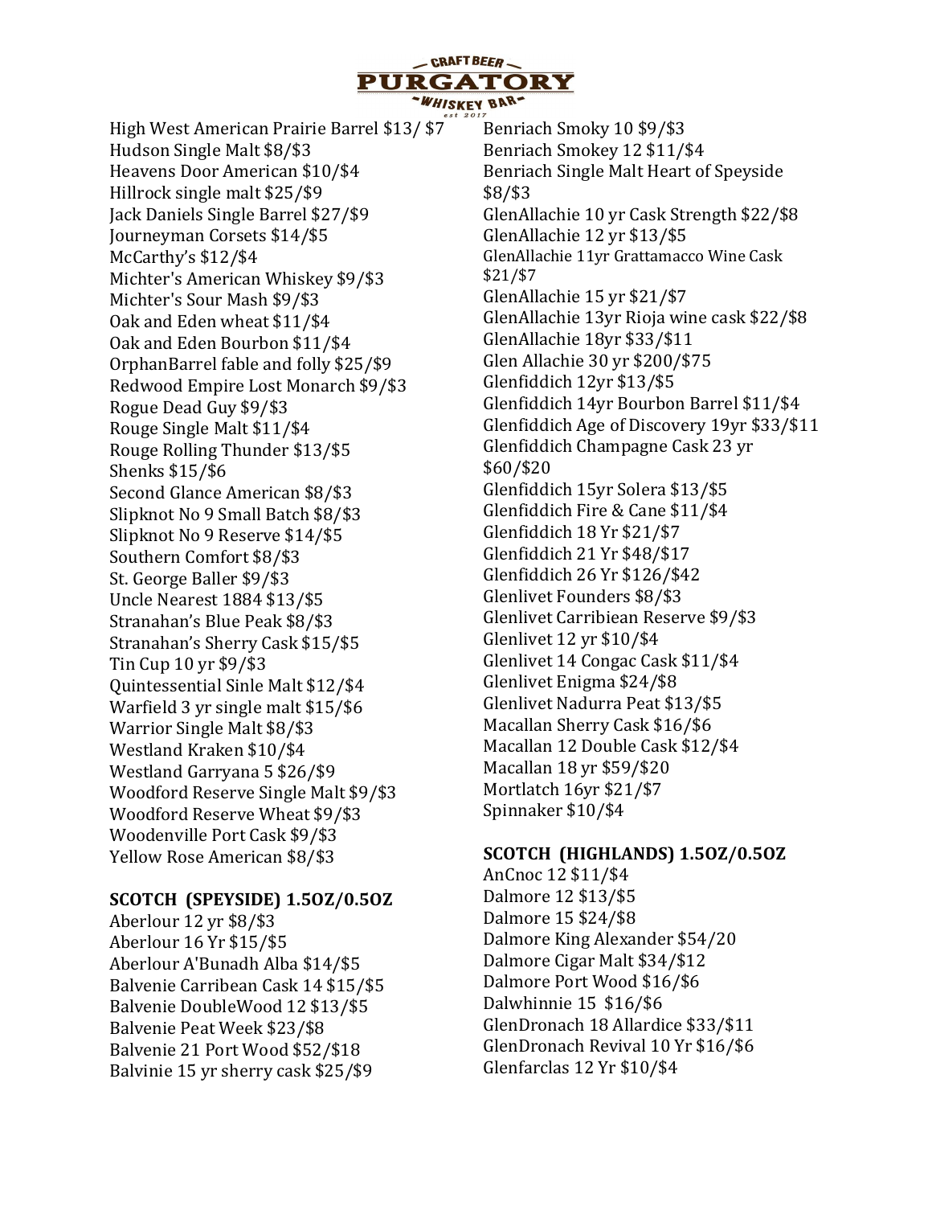High West American Prairie Barrel $13/ $7
Hudson Single Malt $8/$3
Heavens Door American $10/$4
Hillrock single malt $25/$9
Jack Daniels Single Barrel $27/$9
Journeyman Corsets $14/$5
McCarthy's $12/$4
Michter's American Whiskey $9/$3
Michter's Sour Mash $9/$3
Oak and Eden wheat $11/$4
Oak and Eden Bourbon $11/$4
OrphanBarrel fable and folly $25/$9
Redwood Empire Lost Monarch $9/$3
Rogue Dead Guy $9/$3
Rouge Single Malt $11/$4
Rouge Rolling Thunder $13/$5
Shenks $15/$6
Second Glance American $8/$3
Slipknot No 9 Small Batch $8/$3
Slipknot No 9 Reserve $14/$5
Southern Comfort $8/$3
St. George Baller $9/$3
Uncle Nearest 1884 $13/$5
Stranahan's Blue Peak $8/$3
Stranahan's Sherry Cask $15/$5
Tin Cup 10 yr $9/$3
Quintessential Sinle Malt $12/$4
Warfield 3 yr single malt $15/$6
Warrior Single Malt $8/$3
Westland Kraken $10/$4
Westland Garryana 5 $26/$9
Woodford Reserve Single Malt $9/$3
Woodford Reserve Wheat $9/$3
Woodenville Port Cask $9/$3
Yellow Rose American $8/$3

**SCOTCH (SPEYSIDE) 1.5OZ/0.5OZ**

Aberlour 12 yr $8/$3
Aberlour 16 Yr $15/$5
Aberlour A'Bunadh Alba $14/$5
Balvenie Carribean Cask 14 $15/$5
Balvenie DoubleWood 12 $13/$5
Balvenie Peat Week $23/$8
Balvenie 21 Port Wood $52/$18
Balvinie 15 yr sherry cask $25/$9
Benriach Smoky 10 $9/$3
Benriach Smokey 12 $11/$4
Benriach Single Malt Heart of Speyside $8/$3
GlenAllachie 10 yr Cask Strength $22/$8
GlenAllachie 12 yr $13/$5
GlenAllachie 11yr Grattamacco Wine Cask $21/$7
GlenAllachie 15 yr $21/$7
GlenAllachie 13yr Rioja wine cask $22/$8
GlenAllachie 18yr $33/$11
Glen Allachie 30 yr $200/$75
Glenfiddich 12yr $13/$5
Glenfiddich 14yr Bourbon Barrel $11/$4
Glenfiddich Age of Discovery 19yr $33/$11
Glenfiddich Champagne Cask 23 yr $60/$20
Glenfiddich 15yr Solera $13/$5
Glenfiddich Fire & Cane $11/$4
Glenfiddich 18 Yr $21/$7
Glenfiddich 21 Yr $48/$17
Glenfiddich 26 Yr $126/$42
Glenlivet Founders $8/$3
Glenlivet Carribiean Reserve $9/$3
Glenlivet 12 yr $10/$4
Glenlivet 14 Congac Cask $11/$4
Glenlivet Enigma $24/$8
Glenlivet Nadurra Peat $13/$5
Macallan Sherry Cask $16/$6
Macallan 12 Double Cask $12/$4
Macallan 18 yr $59/$20
Mortlatch 16yr $21/$7
Spinnaker $10/$4

**SCOTCH (HIGHLANDS) 1.5OZ/0.5OZ**

AnCnoc 12 $11/$4
Dalmore 12 $13/$5
Dalmore 15 $24/$8
Dalmore King Alexander $54/20
Dalmore Cigar Malt $34/$12
Dalmore Port Wood $16/$6
Dalwhinnie 15 $16/$6
GlenDronach 18 Allardice $33/$11
GlenDronach Revival 10 Yr $16/$6
Glenfarclas 12 Yr $10/$4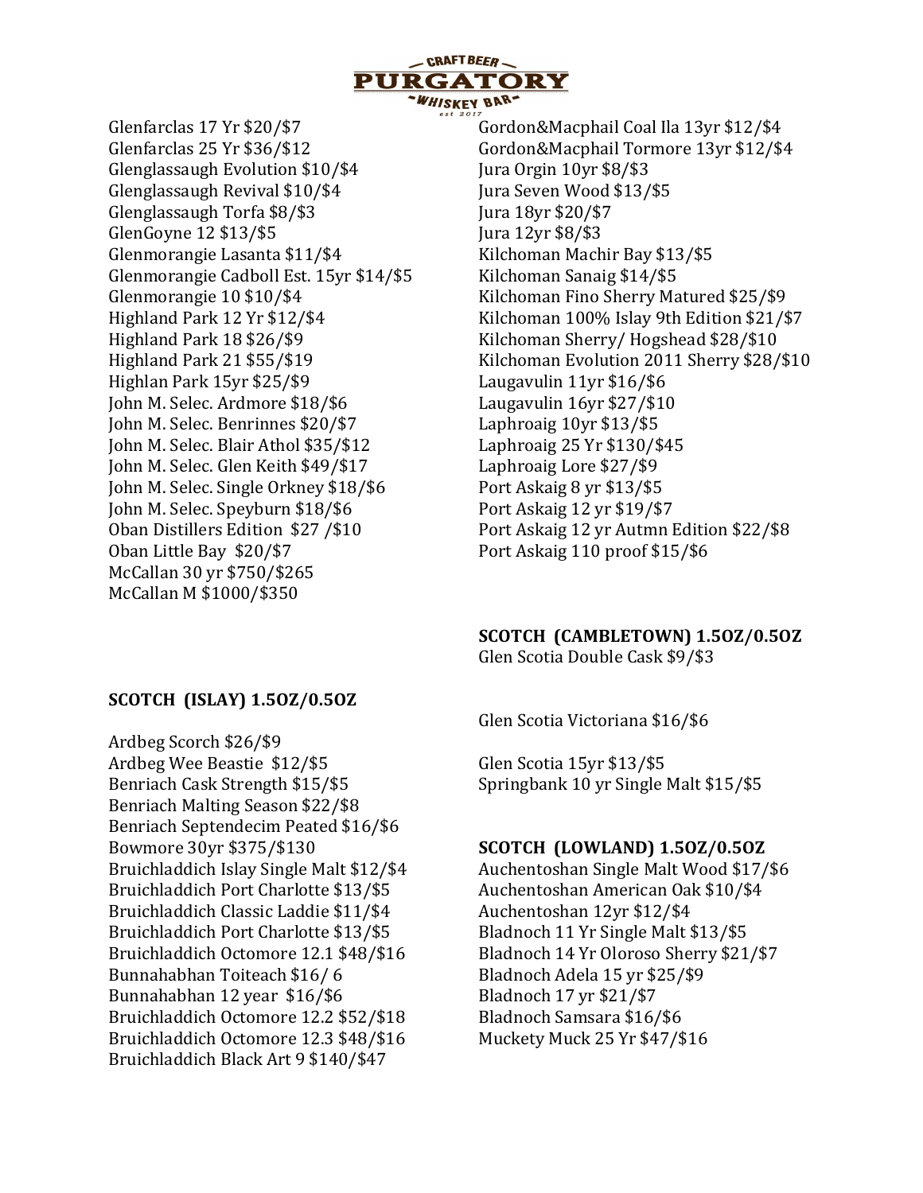Glenfarclas 17 Yr $20/$7
Glenfarclas 25 Yr $36/$12
Glenglassaugh Evolution $10/$4
Glenglassaugh Revival $10/$4
Glenglassaugh Torfa $8/$3
GlenGoyne 12 $13/$5
Glenmorangie Lasanta $11/$4
Glenmorangie Cadboll Est. 15yr $14/$5
Glenmorangie 10 $10/$4
Highland Park 12 Yr $12/$4
Highland Park 18 $26/$9
Highland Park 21 $55/$19
Highlan Park 15yr $25/$9
John M. Selec. Ardmore $18/$6
John M. Selec. Benrinnes $20/$7
John M. Selec. Blair Athol $35/$12
John M. Selec. Glen Keith $49/$17
John M. Selec. Single Orkney $18/$6
John M. Selec. Speyburn $18/$6
Oban Distillers Edition $27 /$10
Oban Little Bay $20/$7
McCallan 30 yr $750/$265
McCallan M $1000/$350

**SCOTCH (ISLAY) 1.5OZ/0.5OZ**

Ardbeg Scorch $26/$9
Ardbeg Wee Beastie $12/$5
Benriach Cask Strength $15/$5
Benriach Malting Season $22/$8
Benriach Septendecim Peated $16/$6
Bowmore 30yr $375/$130
Bruichladdich Islay Single Malt $12/$4
Bruichladdich Port Charlotte $13/$5
Bruichladdich Classic Laddie $11/$4
Bruichladdich Port Charlotte $13/$5
Bruichladdich Octomore 12.1 $48/$16
Bunnahabhan Toiteach $16/ 6
Bunnahabhan 12 year $16/$6
Bruichladdich Octomore 12.2 $52/$18
Bruichladdich Octomore 12.3 $48/$16
Bruichladdich Black Art 9 $140/$47

Gordon&Macphail Coal Ila 13yr $12/$4
Gordon&Macphail Tormore 13yr $12/$4
Jura Orgin 10yr $8/$3
Jura Seven Wood $13/$5
Jura 18yr $20/$7
Jura 12yr $8/$3
Kilchoman Machir Bay $13/$5
Kilchoman Sanaig $14/$5
Kilchoman Fino Sherry Matured $25/$9
Kilchoman 100% Islay 9th Edition $21/$7
Kilchoman Sherry/ Hogshead $28/$10
Kilchoman Evolution 2011 Sherry $28/$10
Laugavulin 11yr $16/$6
Laugavulin 16yr $27/$10
Laphroaig 10yr $13/$5
Laphroaig 25 Yr $130/$45
Laphroaig Lore $27/$9
Port Askaig 8 yr $13/$5
Port Askaig 12 yr $19/$7
Port Askaig 12 yr Autmn Edition $22/$8
Port Askaig 110 proof $15/$6

**SCOTCH (CAMBLETOWN) 1.5OZ/0.5OZ**

Glen Scotia Double Cask $9/$3

Glen Scotia Victoriana $16/$6

Glen Scotia 15yr $13/$5
Springbank 10 yr Single Malt $15/$5

**SCOTCH (LOWLAND) 1.5OZ/0.5OZ**

Auchentoshan Single Malt Wood $17/$6
Auchentoshan American Oak $10/$4
Auchentoshan 12yr $12/$4
Bladnoch 11 Yr Single Malt $13/$5
Bladnoch 14 Yr Oloroso Sherry $21/$7
Bladnoch Adela 15 yr $25/$9
Bladnoch 17 yr $21/$7
Bladnoch Samsara $16/$6
Muckety Muck 25 Yr $47/$16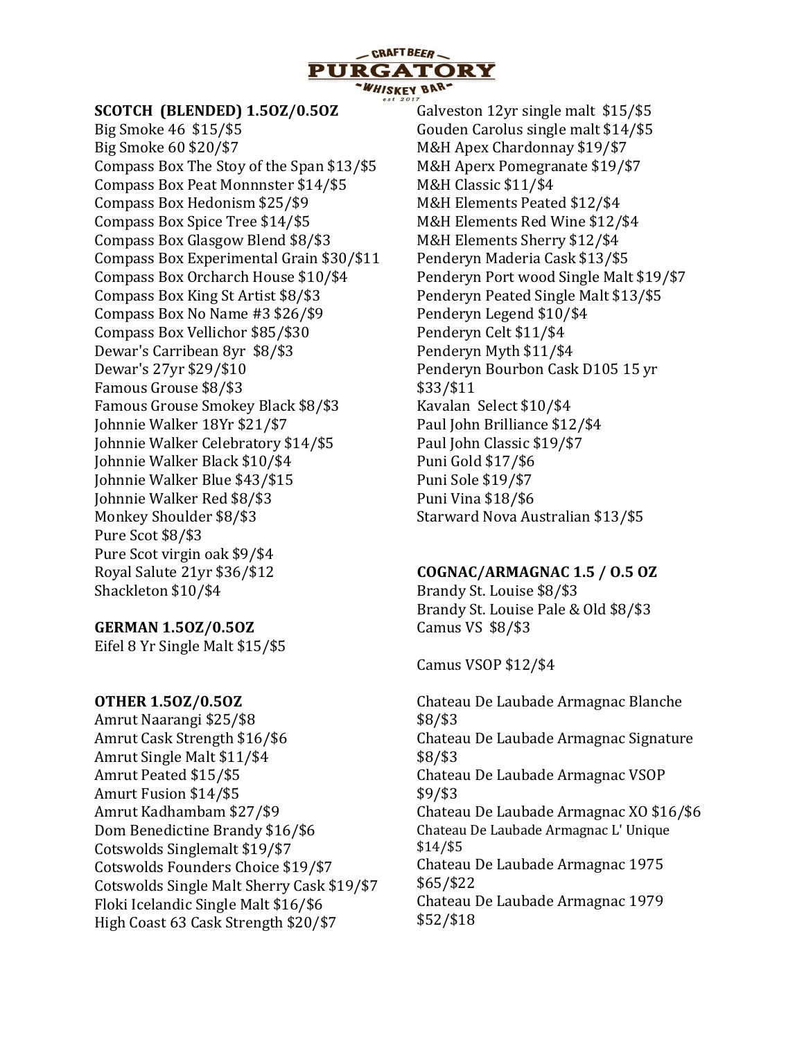CRAFT BEER
# PURGATORY
WHISKEY BAR
est 2017

**SCOTCH (BLENDED) 1.5OZ/0.5OZ**

Big Smoke 46 $15/$5
Big Smoke 60 $20/$7
Compass Box The Stoy of the Span $13/$5
Compass Box Peat Monnnster $14/$5
Compass Box Hedonism $25/$9
Compass Box Spice Tree $14/$5
Compass Box Glasgow Blend $8/$3
Compass Box Experimental Grain $30/$11
Compass Box Orcharch House $10/$4
Compass Box King St Artist $8/$3
Compass Box No Name #3 $26/$9
Compass Box Vellichor $85/$30
Dewar's Carribean 8yr $8/$3
Dewar's 27yr $29/$10
Famous Grouse $8/$3
Famous Grouse Smokey Black $8/$3
Johnnie Walker 18Yr $21/$7
Johnnie Walker Celebratory $14/$5
Johnnie Walker Black $10/$4
Johnnie Walker Blue $43/$15
Johnnie Walker Red $8/$3
Monkey Shoulder $8/$3
Pure Scot $8/$3
Pure Scot virgin oak $9/$4
Royal Salute 21yr $36/$12
Shackleton $10/$4

**GERMAN 1.5OZ/0.5OZ**

Eifel 8 Yr Single Malt $15/$5

**OTHER 1.5OZ/0.5OZ**

Amrut Naarangi $25/$8
Amrut Cask Strength $16/$6
Amrut Single Malt $11/$4
Amrut Peated $15/$5
Amurt Fusion $14/$5
Amrut Kadhambam $27/$9
Dom Benedictine Brandy $16/$6
Cotswolds Singlemalt $19/$7
Cotswolds Founders Choice $19/$7
Cotswolds Single Malt Sherry Cask $19/$7
Floki Icelandic Single Malt $16/$6
High Coast 63 Cask Strength $20/$7
Galveston 12yr single malt $15/$5
Gouden Carolus single malt $14/$5
M&H Apex Chardonnay $19/$7
M&H Aperx Pomegranate $19/$7
M&H Classic $11/$4
M&H Elements Peated $12/$4
M&H Elements Red Wine $12/$4
M&H Elements Sherry $12/$4
Penderyn Maderia Cask $13/$5
Penderyn Port wood Single Malt $19/$7
Penderyn Peated Single Malt $13/$5
Penderyn Legend $10/$4
Penderyn Celt $11/$4
Penderyn Myth $11/$4
Penderyn Bourbon Cask D105 15 yr $33/$11
Kavalan Select $10/$4
Paul John Brilliance $12/$4
Paul John Classic $19/$7
Puni Gold $17/$6
Puni Sole $19/$7
Puni Vina $18/$6
Starward Nova Australian $13/$5

**COGNAC/ARMAGNAC 1.5 / O.5 OZ**

Brandy St. Louise $8/$3
Brandy St. Louise Pale & Old $8/$3
Camus VS $8/$3

Camus VSOP $12/$4

Chateau De Laubade Armagnac Blanche $8/$3
Chateau De Laubade Armagnac Signature $8/$3
Chateau De Laubade Armagnac VSOP $9/$3
Chateau De Laubade Armagnac XO $16/$6
Chateau De Laubade Armagnac L' Unique $14/$5
Chateau De Laubade Armagnac 1975 $65/$22
Chateau De Laubade Armagnac 1979 $52/$18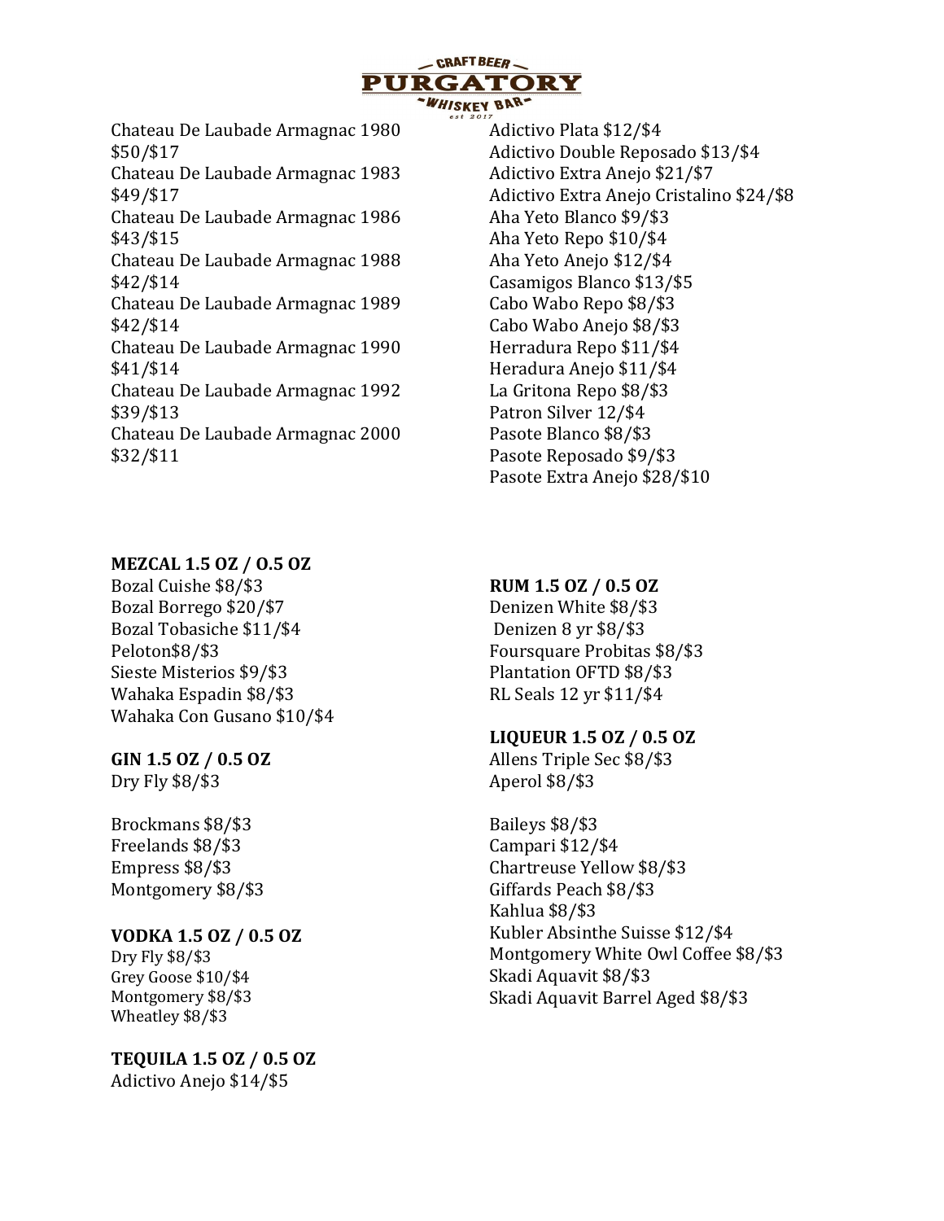Chateau De Laubade Armagnac 1980 $50/$17
Chateau De Laubade Armagnac 1983 $49/$17
Chateau De Laubade Armagnac 1986 $43/$15
Chateau De Laubade Armagnac 1988 $42/$14
Chateau De Laubade Armagnac 1989 $42/$14
Chateau De Laubade Armagnac 1990 $41/$14
Chateau De Laubade Armagnac 1992 $39/$13
Chateau De Laubade Armagnac 2000 $32/$11

Adictivo Plata $12/$4
Adictivo Double Reposado $13/$4
Adictivo Extra Anejo $21/$7
Adictivo Extra Anejo Cristalino $24/$8
Aha Yeto Blanco $9/$3
Aha Yeto Repo $10/$4
Aha Yeto Anejo $12/$4
Casamigos Blanco $13/$5
Cabo Wabo Repo $8/$3
Cabo Wabo Anejo $8/$3
Herradura Repo $11/$4
Heradura Anejo $11/$4
La Gritona Repo $8/$3
Patron Silver 12/$4
Pasote Blanco $8/$3
Pasote Reposado $9/$3
Pasote Extra Anejo $28/$10

**MEZCAL 1.5 OZ / O.5 OZ**

Bozal Cuishe $8/$3
Bozal Borrego $20/$7
Bozal Tobasiche $11/$4
Peloton$8/$3
Sieste Misterios $9/$3
Wahaka Espadin $8/$3
Wahaka Con Gusano $10/$4

**GIN 1.5 OZ / 0.5 OZ**

Dry Fly $8/$3

Brockmans $8/$3
Freelands $8/$3
Empress $8/$3
Montgomery $8/$3

**VODKA 1.5 OZ / 0.5 OZ**

Dry Fly $8/$3
Grey Goose $10/$4
Montgomery $8/$3
Wheatley $8/$3

**TEQUILA 1.5 OZ / 0.5 OZ**

Adictivo Anejo $14/$5

**RUM 1.5 OZ / 0.5 OZ**

Denizen White $8/$3
Denizen 8 yr $8/$3
Foursquare Probitas $8/$3
Plantation OFTD $8/$3
RL Seals 12 yr $11/$4

**LIQUEUR 1.5 OZ / 0.5 OZ**

Allens Triple Sec $8/$3
Aperol $8/$3

Baileys $8/$3
Campari $12/$4
Chartreuse Yellow $8/$3
Giffards Peach $8/$3
Kahlua $8/$3
Kubler Absinthe Suisse $12/$4
Montgomery White Owl Coffee $8/$3
Skadi Aquavit $8/$3
Skadi Aquavit Barrel Aged $8/$3